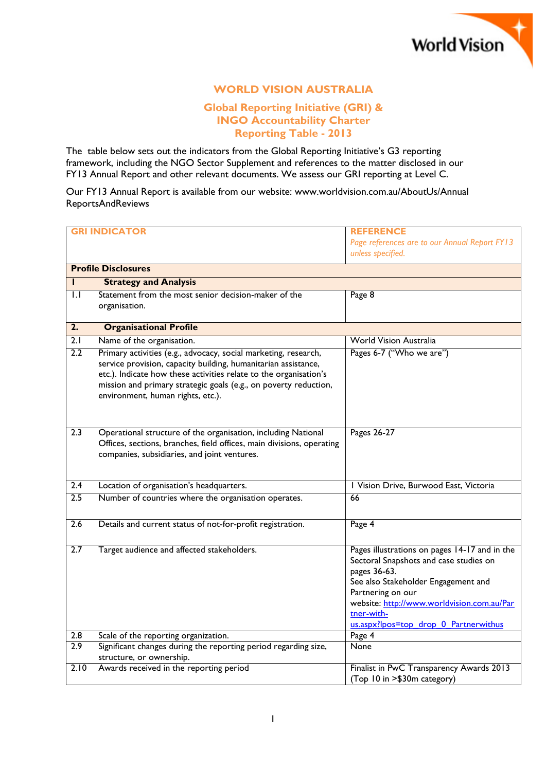# WORLD VISION AUSTRALIA

## Global Reporting Initiative (GRI) & INGO Accountability Charter Reporting Table - 2013

The table below sets out the indicators from the Global Reporting Initiative's G3 reporting framework, including the NGO Sector Supplement and references to the matter disclosed in our FY13 Annual Report and other relevant documents. We assess our GRI reporting at Level C.

Our FY13 Annual Report is available from our website: www.worldvision.com.au/AboutUs/AnnualReportsAndReviews

| GRI INDICATOR | | REFERENCE *Page references are to our Annual Report FY13 unless specified.* |
|---|---|---|
| **Profile Disclosures** | | |
| **1** | **Strategy and Analysis** | |
| 1.1 | Statement from the most senior decision-maker of the organisation. | Page 8 |
| **2.** | **Organisational Profile** | |
| 2.1 | Name of the organisation. | World Vision Australia |
| 2.2 | Primary activities (e.g., advocacy, social marketing, research, service provision, capacity building, humanitarian assistance, etc.). Indicate how these activities relate to the organisation's mission and primary strategic goals (e.g., on poverty reduction, environment, human rights, etc.). | Pages 6-7 ("Who we are") |
| 2.3 | Operational structure of the organisation, including National Offices, sections, branches, field offices, main divisions, operating companies, subsidiaries, and joint ventures. | Pages 26-27 |
| 2.4 | Location of organisation's headquarters. | 1 Vision Drive, Burwood East, Victoria |
| 2.5 | Number of countries where the organisation operates. | 66 |
| 2.6 | Details and current status of not-for-profit registration. | Page 4 |
| 2.7 | Target audience and affected stakeholders. | Pages illustrations on pages 14-17 and in the Sectoral Snapshots and case studies on pages 36-63. See also Stakeholder Engagement and Partnering on our website: [http://www.worldvision.com.au/Partner-with-us.aspx?lpos=top_drop_0_Partnerwithus](http://www.worldvision.com.au/Partner-with-us.aspx?lpos=top_drop_0_Partnerwithus) |
| 2.8 | Scale of the reporting organization. | Page 4 |
| 2.9 | Significant changes during the reporting period regarding size, structure, or ownership. | None |
| 2.10 | Awards received in the reporting period | Finalist in PwC Transparency Awards 2013 (Top 10 in >$30m category) |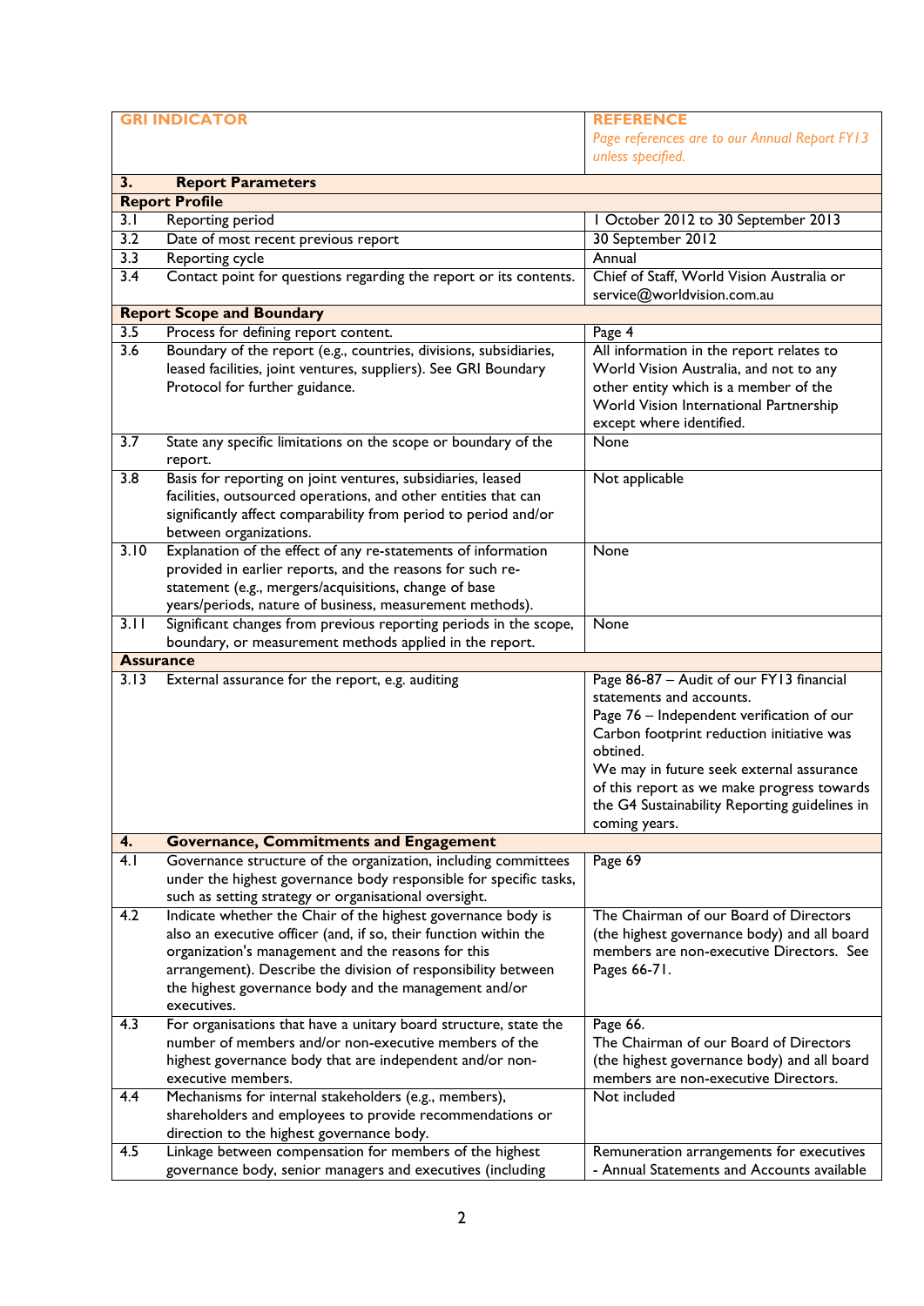| GRI INDICATOR | | REFERENCE<br>*Page references are to our Annual Report FY13 unless specified.* |
|---|---|---|
| **3.** | **Report Parameters** | |
| **Report Profile** | | |
| 3.1 | Reporting period | 1 October 2012 to 30 September 2013 |
| 3.2 | Date of most recent previous report | 30 September 2012 |
| 3.3 | Reporting cycle | Annual |
| 3.4 | Contact point for questions regarding the report or its contents. | Chief of Staff, World Vision Australia or service@worldvision.com.au |
| **Report Scope and Boundary** | | |
| 3.5 | Process for defining report content. | Page 4 |
| 3.6 | Boundary of the report (e.g., countries, divisions, subsidiaries, leased facilities, joint ventures, suppliers). See GRI Boundary Protocol for further guidance. | All information in the report relates to World Vision Australia, and not to any other entity which is a member of the World Vision International Partnership except where identified. |
| 3.7 | State any specific limitations on the scope or boundary of the report. | None |
| 3.8 | Basis for reporting on joint ventures, subsidiaries, leased facilities, outsourced operations, and other entities that can significantly affect comparability from period to period and/or between organizations. | Not applicable |
| 3.10 | Explanation of the effect of any re-statements of information provided in earlier reports, and the reasons for such re-statement (e.g., mergers/acquisitions, change of base years/periods, nature of business, measurement methods). | None |
| 3.11 | Significant changes from previous reporting periods in the scope, boundary, or measurement methods applied in the report. | None |
| **Assurance** | | |
| 3.13 | External assurance for the report, e.g. auditing | Page 86-87 – Audit of our FY13 financial statements and accounts.<br>Page 76 – Independent verification of our Carbon footprint reduction initiative was obtined.<br>We may in future seek external assurance of this report as we make progress towards the G4 Sustainability Reporting guidelines in coming years. |
| **4.** | **Governance, Commitments and Engagement** | |
| 4.1 | Governance structure of the organization, including committees under the highest governance body responsible for specific tasks, such as setting strategy or organisational oversight. | Page 69 |
| 4.2 | Indicate whether the Chair of the highest governance body is also an executive officer (and, if so, their function within the organization's management and the reasons for this arrangement). Describe the division of responsibility between the highest governance body and the management and/or executives. | The Chairman of our Board of Directors (the highest governance body) and all board members are non-executive Directors. See Pages 66-71. |
| 4.3 | For organisations that have a unitary board structure, state the number of members and/or non-executive members of the highest governance body that are independent and/or non-executive members. | Page 66.<br>The Chairman of our Board of Directors (the highest governance body) and all board members are non-executive Directors. |
| 4.4 | Mechanisms for internal stakeholders (e.g., members), shareholders and employees to provide recommendations or direction to the highest governance body. | Not included |
| 4.5 | Linkage between compensation for members of the highest governance body, senior managers and executives (including | Remuneration arrangements for executives - Annual Statements and Accounts available |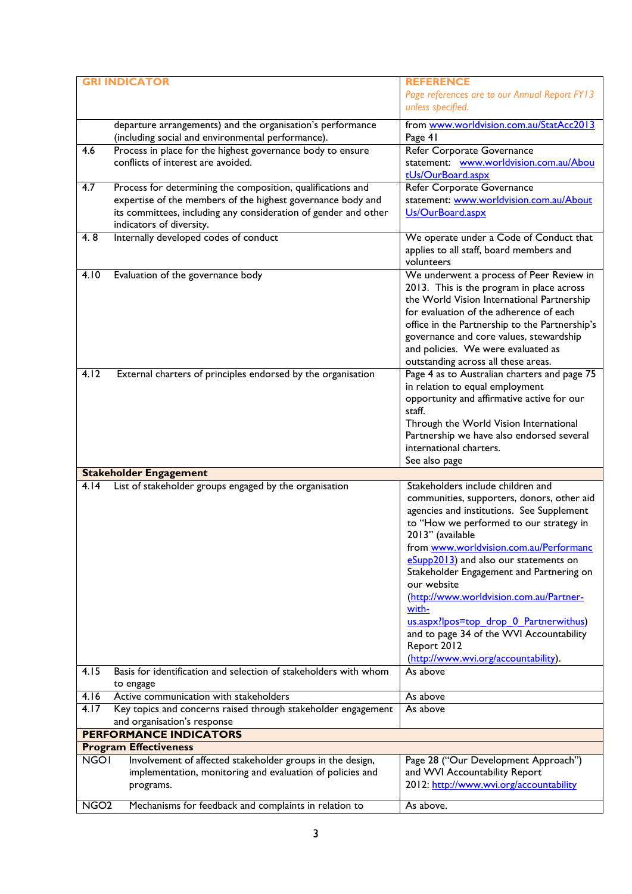| GRI INDICATOR | | REFERENCE<br>*Page references are to our Annual Report FY13 unless specified.* |
|---|---|---|
| | departure arrangements) and the organisation's performance (including social and environmental performance). | from www.worldvision.com.au/StatAcc2013 Page 41 |
| 4.6 | Process in place for the highest governance body to ensure conflicts of interest are avoided. | Refer Corporate Governance statement: www.worldvision.com.au/AboutUs/OurBoard.aspx |
| 4.7 | Process for determining the composition, qualifications and expertise of the members of the highest governance body and its committees, including any consideration of gender and other indicators of diversity. | Refer Corporate Governance statement: www.worldvision.com.au/AboutUs/OurBoard.aspx |
| 4. 8 | Internally developed codes of conduct | We operate under a Code of Conduct that applies to all staff, board members and volunteers |
| 4.10 | Evaluation of the governance body | We underwent a process of Peer Review in 2013. This is the program in place across the World Vision International Partnership for evaluation of the adherence of each office in the Partnership to the Partnership's governance and core values, stewardship and policies. We were evaluated as outstanding across all these areas. |
| 4.12 | External charters of principles endorsed by the organisation | Page 4 as to Australian charters and page 75 in relation to equal employment opportunity and affirmative active for our staff.<br>Through the World Vision International Partnership we have also endorsed several international charters.<br>See also page |
| **Stakeholder Engagement** | | |
| 4.14 | List of stakeholder groups engaged by the organisation | Stakeholders include children and communities, supporters, donors, other aid agencies and institutions. See Supplement to "How we performed to our strategy in 2013" (available from www.worldvision.com.au/PerformanceSupp2013) and also our statements on Stakeholder Engagement and Partnering on our website (http://www.worldvision.com.au/Partner-with-us.aspx?lpos=top_drop_0_Partnerwithus) and to page 34 of the WVI Accountability Report 2012 (http://www.wvi.org/accountability). |
| 4.15 | Basis for identification and selection of stakeholders with whom to engage | As above |
| 4.16 | Active communication with stakeholders | As above |
| 4.17 | Key topics and concerns raised through stakeholder engagement and organisation's response | As above |
| **PERFORMANCE INDICATORS** | | |
| **Program Effectiveness** | | |
| NGO1 | Involvement of affected stakeholder groups in the design, implementation, monitoring and evaluation of policies and programs. | Page 28 ("Our Development Approach") and WVI Accountability Report 2012: http://www.wvi.org/accountability |
| NGO2 | Mechanisms for feedback and complaints in relation to | As above. |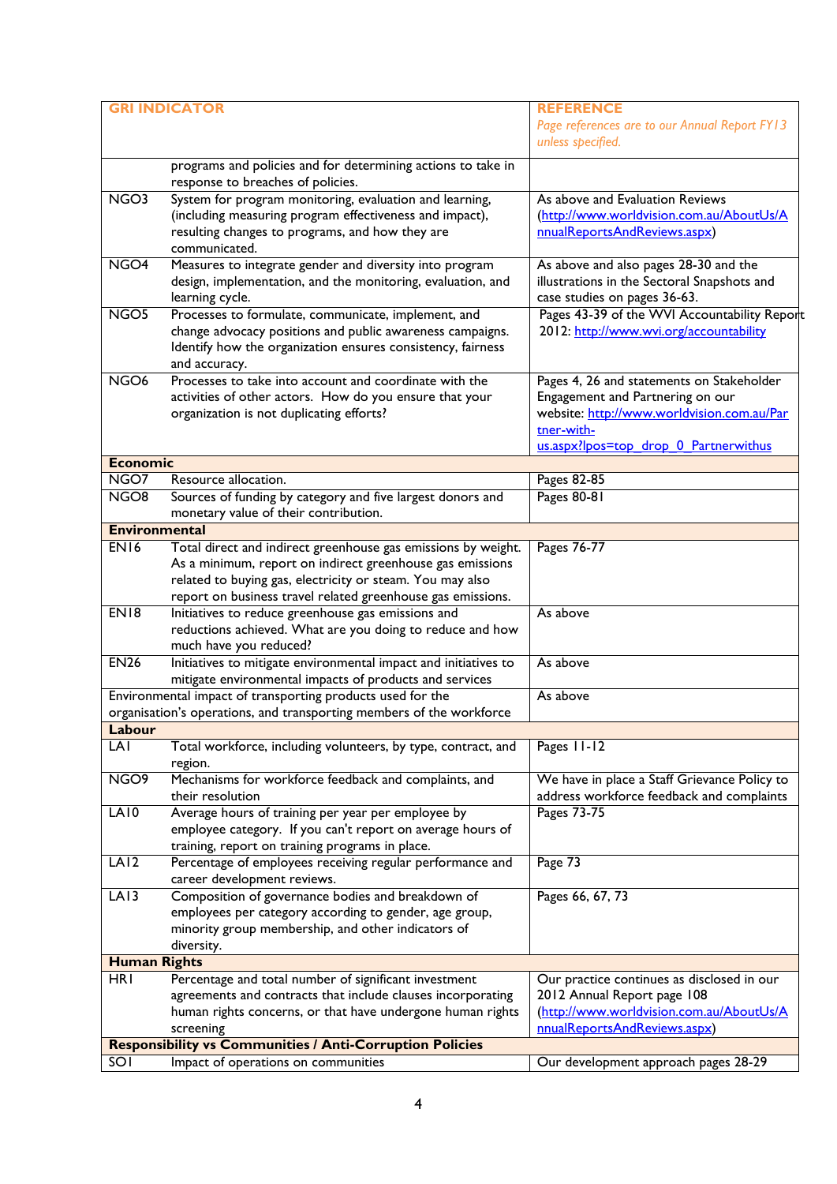| GRI INDICATOR | | REFERENCE *Page references are to our Annual Report FY13 unless specified.* |
|---|---|---|
| | programs and policies and for determining actions to take in response to breaches of policies. | |
| NGO3 | System for program monitoring, evaluation and learning, (including measuring program effectiveness and impact), resulting changes to programs, and how they are communicated. | As above and Evaluation Reviews (http://www.worldvision.com.au/AboutUs/AnnualReportsAndReviews.aspx) |
| NGO4 | Measures to integrate gender and diversity into program design, implementation, and the monitoring, evaluation, and learning cycle. | As above and also pages 28-30 and the illustrations in the Sectoral Snapshots and case studies on pages 36-63. |
| NGO5 | Processes to formulate, communicate, implement, and change advocacy positions and public awareness campaigns. Identify how the organization ensures consistency, fairness and accuracy. | Pages 43-39 of the WVI Accountability Report 2012: http://www.wvi.org/accountability |
| NGO6 | Processes to take into account and coordinate with the activities of other actors. How do you ensure that your organization is not duplicating efforts? | Pages 4, 26 and statements on Stakeholder Engagement and Partnering on our website: http://www.worldvision.com.au/Partner-with-us.aspx?lpos=top_drop_0_Partnerwithus |
| **Economic** | | |
| NGO7 | Resource allocation. | Pages 82-85 |
| NGO8 | Sources of funding by category and five largest donors and monetary value of their contribution. | Pages 80-81 |
| **Environmental** | | |
| EN16 | Total direct and indirect greenhouse gas emissions by weight. As a minimum, report on indirect greenhouse gas emissions related to buying gas, electricity or steam. You may also report on business travel related greenhouse gas emissions. | Pages 76-77 |
| EN18 | Initiatives to reduce greenhouse gas emissions and reductions achieved. What are you doing to reduce and how much have you reduced? | As above |
| EN26 | Initiatives to mitigate environmental impact and initiatives to mitigate environmental impacts of products and services | As above |
| Environmental impact of transporting products used for the organisation's operations, and transporting members of the workforce | | As above |
| **Labour** | | |
| LA1 | Total workforce, including volunteers, by type, contract, and region. | Pages 11-12 |
| NGO9 | Mechanisms for workforce feedback and complaints, and their resolution | We have in place a Staff Grievance Policy to address workforce feedback and complaints |
| LA10 | Average hours of training per year per employee by employee category. If you can't report on average hours of training, report on training programs in place. | Pages 73-75 |
| LA12 | Percentage of employees receiving regular performance and career development reviews. | Page 73 |
| LA13 | Composition of governance bodies and breakdown of employees per category according to gender, age group, minority group membership, and other indicators of diversity. | Pages 66, 67, 73 |
| **Human Rights** | | |
| HR1 | Percentage and total number of significant investment agreements and contracts that include clauses incorporating human rights concerns, or that have undergone human rights screening | Our practice continues as disclosed in our 2012 Annual Report page 108 (http://www.worldvision.com.au/AboutUs/AnnualReportsAndReviews.aspx) |
| **Responsibility vs Communities / Anti-Corruption Policies** | | |
| SO1 | Impact of operations on communities | Our development approach pages 28-29 |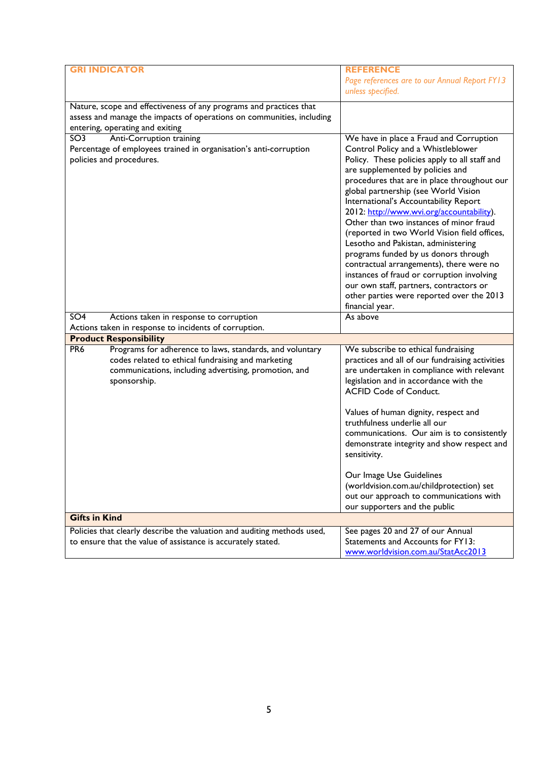| GRI INDICATOR | REFERENCE<br>*Page references are to our Annual Report FY13 unless specified.* |
|---|---|
| Nature, scope and effectiveness of any programs and practices that assess and manage the impacts of operations on communities, including entering, operating and exiting | |
| SO3 Anti-Corruption training<br>Percentage of employees trained in organisation's anti-corruption policies and procedures. | We have in place a Fraud and Corruption Control Policy and a Whistleblower Policy. These policies apply to all staff and are supplemented by policies and procedures that are in place throughout our global partnership (see World Vision International's Accountability Report 2012: http://www.wvi.org/accountability). Other than two instances of minor fraud (reported in two World Vision field offices, Lesotho and Pakistan, administering programs funded by us donors through contractual arrangements), there were no instances of fraud or corruption involving our own staff, partners, contractors or other parties were reported over the 2013 financial year. |
| SO4 Actions taken in response to corruption<br>Actions taken in response to incidents of corruption. | As above |
| **Product Responsibility** | |
| PR6 Programs for adherence to laws, standards, and voluntary codes related to ethical fundraising and marketing communications, including advertising, promotion, and sponsorship. | We subscribe to ethical fundraising practices and all of our fundraising activities are undertaken in compliance with relevant legislation and in accordance with the ACFID Code of Conduct.<br><br>Values of human dignity, respect and truthfulness underlie all our communications. Our aim is to consistently demonstrate integrity and show respect and sensitivity.<br><br>Our Image Use Guidelines (worldvision.com.au/childprotection) set out our approach to communications with our supporters and the public |
| **Gifts in Kind** | |
| Policies that clearly describe the valuation and auditing methods used, to ensure that the value of assistance is accurately stated. | See pages 20 and 27 of our Annual Statements and Accounts for FY13: www.worldvision.com.au/StatAcc2013 |